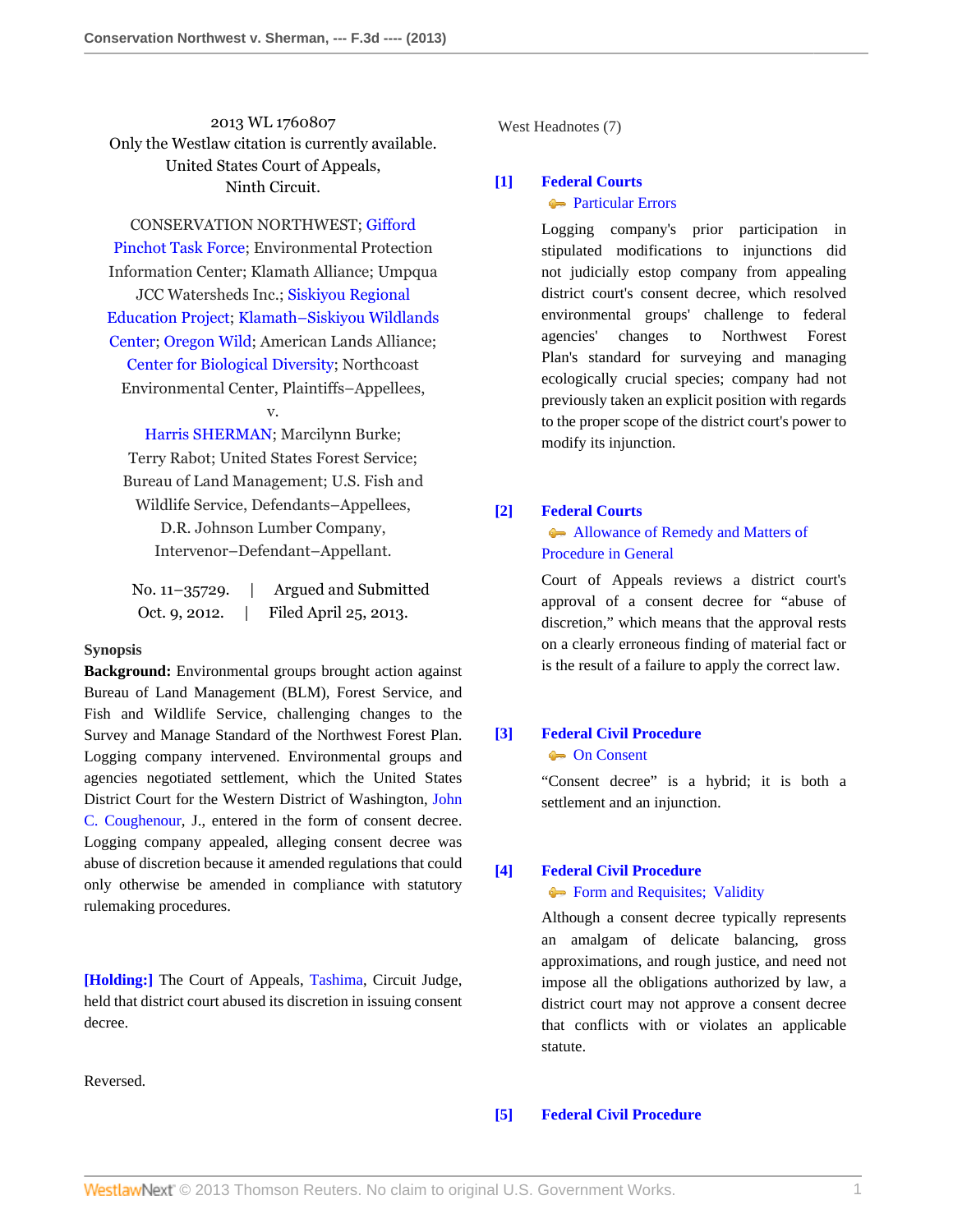2013 WL 1760807
Only the Westlaw citation is currently available.
United States Court of Appeals,
Ninth Circuit.

CONSERVATION NORTHWEST; Gifford Pinchot Task Force; Environmental Protection Information Center; Klamath Alliance; Umpqua JCC Watersheds Inc.; Siskiyou Regional Education Project; Klamath–Siskiyou Wildlands Center; Oregon Wild; American Lands Alliance; Center for Biological Diversity; Northcoast Environmental Center, Plaintiffs–Appellees,
v.
Harris SHERMAN; Marcilynn Burke; Terry Rabot; United States Forest Service; Bureau of Land Management; U.S. Fish and Wildlife Service, Defendants–Appellees,
D.R. Johnson Lumber Company, Intervenor–Defendant–Appellant.

No. 11–35729. | Argued and Submitted Oct. 9, 2012. | Filed April 25, 2013.

**Synopsis**

**Background:** Environmental groups brought action against Bureau of Land Management (BLM), Forest Service, and Fish and Wildlife Service, challenging changes to the Survey and Manage Standard of the Northwest Forest Plan. Logging company intervened. Environmental groups and agencies negotiated settlement, which the United States District Court for the Western District of Washington, John C. Coughenour, J., entered in the form of consent decree. Logging company appealed, alleging consent decree was abuse of discretion because it amended regulations that could only otherwise be amended in compliance with statutory rulemaking procedures.

**[Holding:]** The Court of Appeals, Tashima, Circuit Judge, held that district court abused its discretion in issuing consent decree.

Reversed.

West Headnotes (7)

**[1] Federal Courts**
Particular Errors

Logging company's prior participation in stipulated modifications to injunctions did not judicially estop company from appealing district court's consent decree, which resolved environmental groups' challenge to federal agencies' changes to Northwest Forest Plan's standard for surveying and managing ecologically crucial species; company had not previously taken an explicit position with regards to the proper scope of the district court's power to modify its injunction.

**[2] Federal Courts**
Allowance of Remedy and Matters of Procedure in General

Court of Appeals reviews a district court's approval of a consent decree for "abuse of discretion," which means that the approval rests on a clearly erroneous finding of material fact or is the result of a failure to apply the correct law.

**[3] Federal Civil Procedure**
On Consent

"Consent decree" is a hybrid; it is both a settlement and an injunction.

**[4] Federal Civil Procedure**
Form and Requisites; Validity

Although a consent decree typically represents an amalgam of delicate balancing, gross approximations, and rough justice, and need not impose all the obligations authorized by law, a district court may not approve a consent decree that conflicts with or violates an applicable statute.

**[5] Federal Civil Procedure**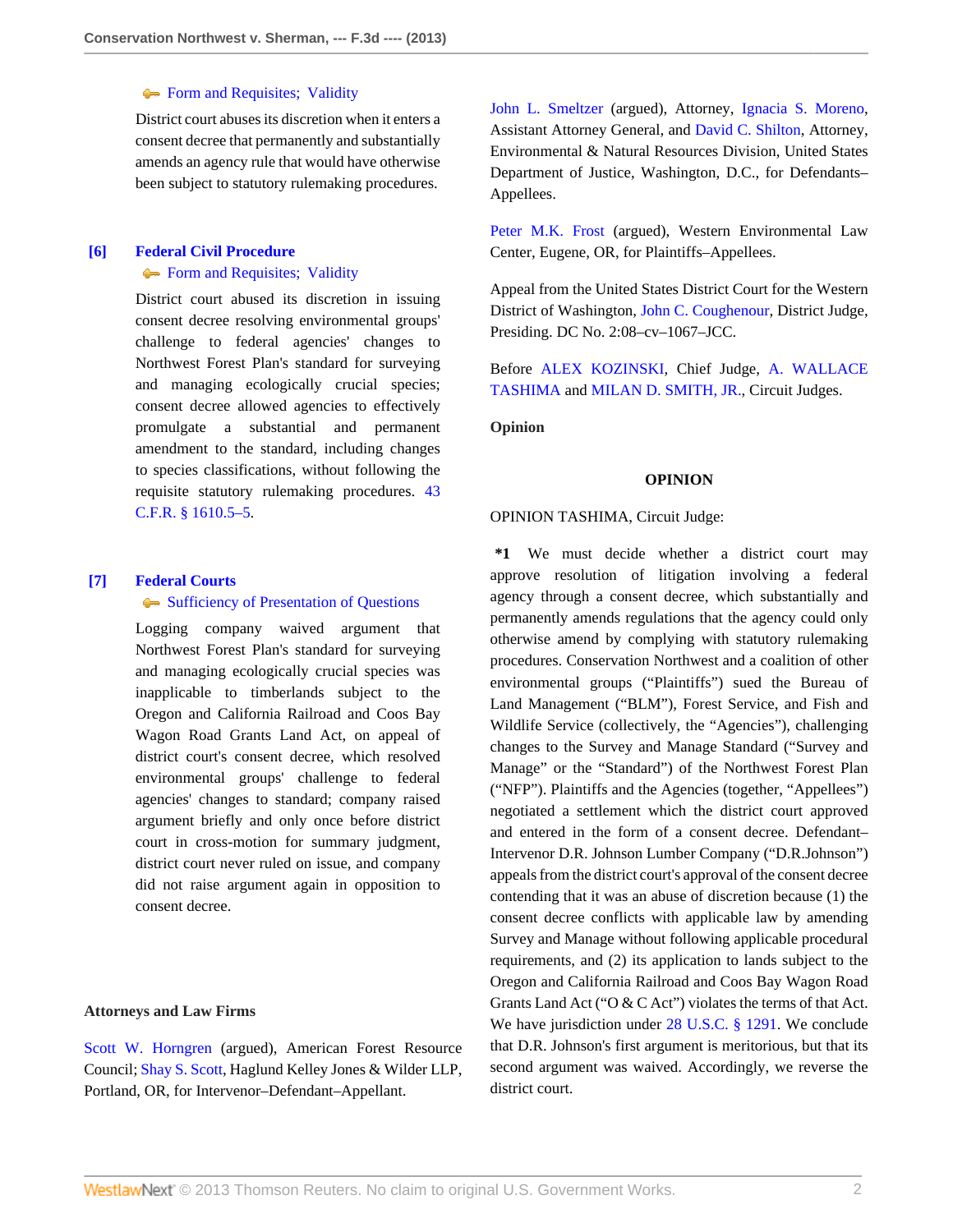Form and Requisites; Validity

District court abuses its discretion when it enters a consent decree that permanently and substantially amends an agency rule that would have otherwise been subject to statutory rulemaking procedures.

**[6] Federal Civil Procedure**

Form and Requisites; Validity

District court abused its discretion in issuing consent decree resolving environmental groups' challenge to federal agencies' changes to Northwest Forest Plan's standard for surveying and managing ecologically crucial species; consent decree allowed agencies to effectively promulgate a substantial and permanent amendment to the standard, including changes to species classifications, without following the requisite statutory rulemaking procedures. 43 C.F.R. § 1610.5–5.

**[7] Federal Courts**

Sufficiency of Presentation of Questions

Logging company waived argument that Northwest Forest Plan's standard for surveying and managing ecologically crucial species was inapplicable to timberlands subject to the Oregon and California Railroad and Coos Bay Wagon Road Grants Land Act, on appeal of district court's consent decree, which resolved environmental groups' challenge to federal agencies' changes to standard; company raised argument briefly and only once before district court in cross-motion for summary judgment, district court never ruled on issue, and company did not raise argument again in opposition to consent decree.

**Attorneys and Law Firms**

Scott W. Horngren (argued), American Forest Resource Council; Shay S. Scott, Haglund Kelley Jones & Wilder LLP, Portland, OR, for Intervenor–Defendant–Appellant.

John L. Smeltzer (argued), Attorney, Ignacia S. Moreno, Assistant Attorney General, and David C. Shilton, Attorney, Environmental & Natural Resources Division, United States Department of Justice, Washington, D.C., for Defendants–Appellees.

Peter M.K. Frost (argued), Western Environmental Law Center, Eugene, OR, for Plaintiffs–Appellees.

Appeal from the United States District Court for the Western District of Washington, John C. Coughenour, District Judge, Presiding. DC No. 2:08–cv–1067–JCC.

Before ALEX KOZINSKI, Chief Judge, A. WALLACE TASHIMA and MILAN D. SMITH, JR., Circuit Judges.

**Opinion**

**OPINION**

OPINION TASHIMA, Circuit Judge:

**\*1** We must decide whether a district court may approve resolution of litigation involving a federal agency through a consent decree, which substantially and permanently amends regulations that the agency could only otherwise amend by complying with statutory rulemaking procedures. Conservation Northwest and a coalition of other environmental groups ("Plaintiffs") sued the Bureau of Land Management ("BLM"), Forest Service, and Fish and Wildlife Service (collectively, the "Agencies"), challenging changes to the Survey and Manage Standard ("Survey and Manage" or the "Standard") of the Northwest Forest Plan ("NFP"). Plaintiffs and the Agencies (together, "Appellees") negotiated a settlement which the district court approved and entered in the form of a consent decree. Defendant–Intervenor D.R. Johnson Lumber Company ("D.R.Johnson") appeals from the district court's approval of the consent decree contending that it was an abuse of discretion because (1) the consent decree conflicts with applicable law by amending Survey and Manage without following applicable procedural requirements, and (2) its application to lands subject to the Oregon and California Railroad and Coos Bay Wagon Road Grants Land Act ("O & C Act") violates the terms of that Act. We have jurisdiction under 28 U.S.C. § 1291. We conclude that D.R. Johnson's first argument is meritorious, but that its second argument was waived. Accordingly, we reverse the district court.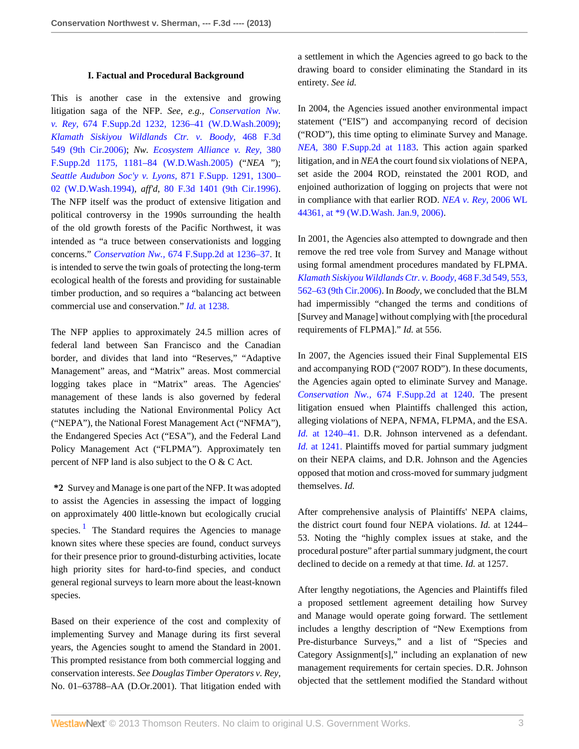### I. Factual and Procedural Background

This is another case in the extensive and growing litigation saga of the NFP. *See, e.g., Conservation Nw. v. Rey,* 674 F.Supp.2d 1232, 1236–41 (W.D.Wash.2009); *Klamath Siskiyou Wildlands Ctr. v. Boody,* 468 F.3d 549 (9th Cir.2006); *Nw. Ecosystem Alliance v. Rey,* 380 F.Supp.2d 1175, 1181–84 (W.D.Wash.2005) ("*NEA* "); *Seattle Audubon Soc'y v. Lyons,* 871 F.Supp. 1291, 1300–02 (W.D.Wash.1994), *aff'd,* 80 F.3d 1401 (9th Cir.1996). The NFP itself was the product of extensive litigation and political controversy in the 1990s surrounding the health of the old growth forests of the Pacific Northwest, it was intended as "a truce between conservationists and logging concerns." *Conservation Nw.,* 674 F.Supp.2d at 1236–37. It is intended to serve the twin goals of protecting the long-term ecological health of the forests and providing for sustainable timber production, and so requires a "balancing act between commercial use and conservation." *Id.* at 1238.

The NFP applies to approximately 24.5 million acres of federal land between San Francisco and the Canadian border, and divides that land into "Reserves," "Adaptive Management" areas, and "Matrix" areas. Most commercial logging takes place in "Matrix" areas. The Agencies' management of these lands is also governed by federal statutes including the National Environmental Policy Act ("NEPA"), the National Forest Management Act ("NFMA"), the Endangered Species Act ("ESA"), and the Federal Land Policy Management Act ("FLPMA"). Approximately ten percent of NFP land is also subject to the O & C Act.

**\*2** Survey and Manage is one part of the NFP. It was adopted to assist the Agencies in assessing the impact of logging on approximately 400 little-known but ecologically crucial species.[1] The Standard requires the Agencies to manage known sites where these species are found, conduct surveys for their presence prior to ground-disturbing activities, locate high priority sites for hard-to-find species, and conduct general regional surveys to learn more about the least-known species.

Based on their experience of the cost and complexity of implementing Survey and Manage during its first several years, the Agencies sought to amend the Standard in 2001. This prompted resistance from both commercial logging and conservation interests. *See Douglas Timber Operators v. Rey,* No. 01–63788–AA (D.Or.2001). That litigation ended with a settlement in which the Agencies agreed to go back to the drawing board to consider eliminating the Standard in its entirety. *See id.*

In 2004, the Agencies issued another environmental impact statement ("EIS") and accompanying record of decision ("ROD"), this time opting to eliminate Survey and Manage. *NEA,* 380 F.Supp.2d at 1183. This action again sparked litigation, and in *NEA* the court found six violations of NEPA, set aside the 2004 ROD, reinstated the 2001 ROD, and enjoined authorization of logging on projects that were not in compliance with that earlier ROD. *NEA v. Rey,* 2006 WL 44361, at \*9 (W.D.Wash. Jan.9, 2006).

In 2001, the Agencies also attempted to downgrade and then remove the red tree vole from Survey and Manage without using formal amendment procedures mandated by FLPMA. *Klamath Siskiyou Wildlands Ctr. v. Boody,* 468 F.3d 549, 553, 562–63 (9th Cir.2006). In *Boody,* we concluded that the BLM had impermissibly "changed the terms and conditions of [Survey and Manage] without complying with [the procedural requirements of FLPMA]." *Id.* at 556.

In 2007, the Agencies issued their Final Supplemental EIS and accompanying ROD ("2007 ROD"). In these documents, the Agencies again opted to eliminate Survey and Manage. *Conservation Nw.,* 674 F.Supp.2d at 1240. The present litigation ensued when Plaintiffs challenged this action, alleging violations of NEPA, NFMA, FLPMA, and the ESA. *Id.* at 1240–41. D.R. Johnson intervened as a defendant. *Id.* at 1241. Plaintiffs moved for partial summary judgment on their NEPA claims, and D.R. Johnson and the Agencies opposed that motion and cross-moved for summary judgment themselves. *Id.*

After comprehensive analysis of Plaintiffs' NEPA claims, the district court found four NEPA violations. *Id.* at 1244–53. Noting the "highly complex issues at stake, and the procedural posture" after partial summary judgment, the court declined to decide on a remedy at that time. *Id.* at 1257.

After lengthy negotiations, the Agencies and Plaintiffs filed a proposed settlement agreement detailing how Survey and Manage would operate going forward. The settlement includes a lengthy description of "New Exemptions from Pre-disturbance Surveys," and a list of "Species and Category Assignment[s]," including an explanation of new management requirements for certain species. D.R. Johnson objected that the settlement modified the Standard without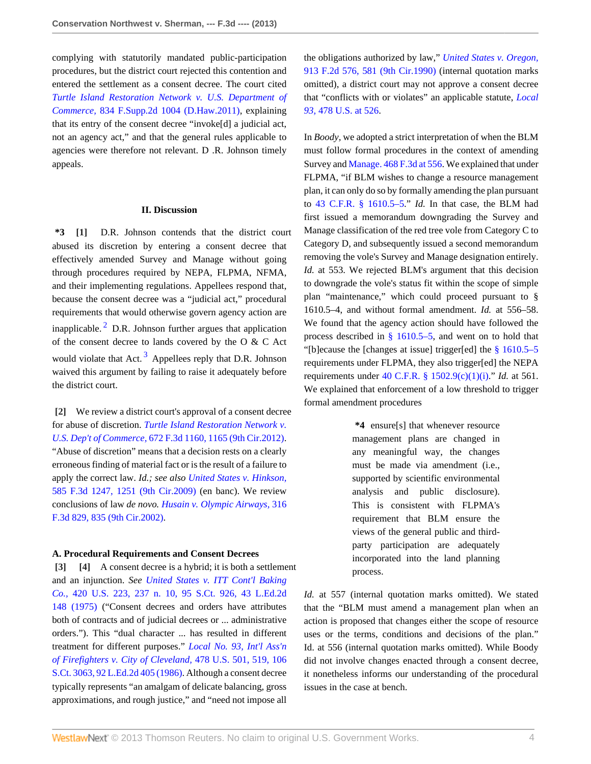complying with statutorily mandated public-participation procedures, but the district court rejected this contention and entered the settlement as a consent decree. The court cited *Turtle Island Restoration Network v. U.S. Department of Commerce,* 834 F.Supp.2d 1004 (D.Haw.2011), explaining that its entry of the consent decree "invoke[d] a judicial act, not an agency act," and that the general rules applicable to agencies were therefore not relevant. D .R. Johnson timely appeals.

## II. Discussion

**\*3 [1]** D.R. Johnson contends that the district court abused its discretion by entering a consent decree that effectively amended Survey and Manage without going through procedures required by NEPA, FLPMA, NFMA, and their implementing regulations. Appellees respond that, because the consent decree was a "judicial act," procedural requirements that would otherwise govern agency action are inapplicable.[2] D.R. Johnson further argues that application of the consent decree to lands covered by the O & C Act would violate that Act.[3] Appellees reply that D.R. Johnson waived this argument by failing to raise it adequately before the district court.

**[2]** We review a district court's approval of a consent decree for abuse of discretion. *Turtle Island Restoration Network v. U.S. Dep't of Commerce,* 672 F.3d 1160, 1165 (9th Cir.2012). "Abuse of discretion" means that a decision rests on a clearly erroneous finding of material fact or is the result of a failure to apply the correct law. *Id.; see also* *United States v. Hinkson,* 585 F.3d 1247, 1251 (9th Cir.2009) (en banc). We review conclusions of law *de novo.* *Husain v. Olympic Airways,* 316 F.3d 829, 835 (9th Cir.2002).

### A. Procedural Requirements and Consent Decrees

**[3] [4]** A consent decree is a hybrid; it is both a settlement and an injunction. *See* *United States v. ITT Cont'l Baking Co.,* 420 U.S. 223, 237 n. 10, 95 S.Ct. 926, 43 L.Ed.2d 148 (1975) ("Consent decrees and orders have attributes both of contracts and of judicial decrees or ... administrative orders."). This "dual character ... has resulted in different treatment for different purposes." *Local No. 93, Int'l Ass'n of Firefighters v. City of Cleveland,* 478 U.S. 501, 519, 106 S.Ct. 3063, 92 L.Ed.2d 405 (1986). Although a consent decree typically represents "an amalgam of delicate balancing, gross approximations, and rough justice," and "need not impose all the obligations authorized by law," *United States v. Oregon,* 913 F.2d 576, 581 (9th Cir.1990) (internal quotation marks omitted), a district court may not approve a consent decree that "conflicts with or violates" an applicable statute, *Local 93,* 478 U.S. at 526.

In *Boody*, we adopted a strict interpretation of when the BLM must follow formal procedures in the context of amending Survey and Manage. 468 F.3d at 556. We explained that under FLPMA, "if BLM wishes to change a resource management plan, it can only do so by formally amending the plan pursuant to 43 C.F.R. § 1610.5–5." *Id.* In that case, the BLM had first issued a memorandum downgrading the Survey and Manage classification of the red tree vole from Category C to Category D, and subsequently issued a second memorandum removing the vole's Survey and Manage designation entirely. *Id.* at 553. We rejected BLM's argument that this decision to downgrade the vole's status fit within the scope of simple plan "maintenance," which could proceed pursuant to § 1610.5–4, and without formal amendment. *Id.* at 556–58. We found that the agency action should have followed the process described in § 1610.5–5, and went on to hold that "[b]ecause the [changes at issue] trigger[ed] the § 1610.5–5 requirements under FLPMA, they also trigger[ed] the NEPA requirements under 40 C.F.R. § 1502.9(c)(1)(i)." *Id.* at 561. We explained that enforcement of a low threshold to trigger formal amendment procedures

> **\*4** ensure[s] that whenever resource management plans are changed in any meaningful way, the changes must be made via amendment (i.e., supported by scientific environmental analysis and public disclosure). This is consistent with FLPMA's requirement that BLM ensure the views of the general public and third-party participation are adequately incorporated into the land planning process.

*Id.* at 557 (internal quotation marks omitted). We stated that the "BLM must amend a management plan when an action is proposed that changes either the scope of resource uses or the terms, conditions and decisions of the plan." Id. at 556 (internal quotation marks omitted). While Boody did not involve changes enacted through a consent decree, it nonetheless informs our understanding of the procedural issues in the case at bench.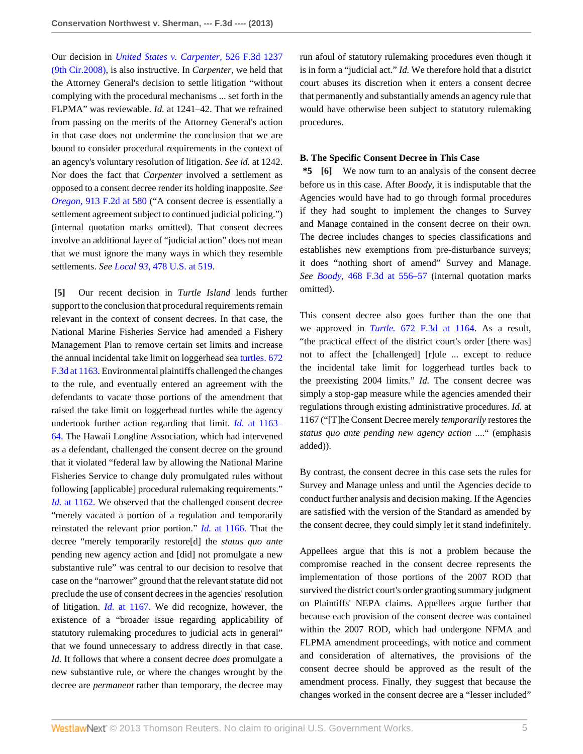Our decision in *United States v. Carpenter,* 526 F.3d 1237 (9th Cir.2008), is also instructive. In *Carpenter,* we held that the Attorney General's decision to settle litigation "without complying with the procedural mechanisms ... set forth in the FLPMA" was reviewable. *Id.* at 1241–42. That we refrained from passing on the merits of the Attorney General's action in that case does not undermine the conclusion that we are bound to consider procedural requirements in the context of an agency's voluntary resolution of litigation. *See id.* at 1242. Nor does the fact that *Carpenter* involved a settlement as opposed to a consent decree render its holding inapposite. *See Oregon,* 913 F.2d at 580 ("A consent decree is essentially a settlement agreement subject to continued judicial policing.") (internal quotation marks omitted). That consent decrees involve an additional layer of "judicial action" does not mean that we must ignore the many ways in which they resemble settlements. *See Local 93,* 478 U.S. at 519.

**[5]** Our recent decision in *Turtle Island* lends further support to the conclusion that procedural requirements remain relevant in the context of consent decrees. In that case, the National Marine Fisheries Service had amended a Fishery Management Plan to remove certain set limits and increase the annual incidental take limit on loggerhead sea turtles. 672 F.3d at 1163. Environmental plaintiffs challenged the changes to the rule, and eventually entered an agreement with the defendants to vacate those portions of the amendment that raised the take limit on loggerhead turtles while the agency undertook further action regarding that limit. *Id.* at 1163–64. The Hawaii Longline Association, which had intervened as a defendant, challenged the consent decree on the ground that it violated "federal law by allowing the National Marine Fisheries Service to change duly promulgated rules without following [applicable] procedural rulemaking requirements." *Id.* at 1162. We observed that the challenged consent decree "merely vacated a portion of a regulation and temporarily reinstated the relevant prior portion." *Id.* at 1166. That the decree "merely temporarily restore[d] the *status quo ante* pending new agency action and [did] not promulgate a new substantive rule" was central to our decision to resolve that case on the "narrower" ground that the relevant statute did not preclude the use of consent decrees in the agencies' resolution of litigation. *Id.* at 1167. We did recognize, however, the existence of a "broader issue regarding applicability of statutory rulemaking procedures to judicial acts in general" that we found unnecessary to address directly in that case. *Id.* It follows that where a consent decree *does* promulgate a new substantive rule, or where the changes wrought by the decree are *permanent* rather than temporary, the decree may run afoul of statutory rulemaking procedures even though it is in form a "judicial act." *Id.* We therefore hold that a district court abuses its discretion when it enters a consent decree that permanently and substantially amends an agency rule that would have otherwise been subject to statutory rulemaking procedures.

### B. The Specific Consent Decree in This Case

**\*5 [6]** We now turn to an analysis of the consent decree before us in this case. After *Boody,* it is indisputable that the Agencies would have had to go through formal procedures if they had sought to implement the changes to Survey and Manage contained in the consent decree on their own. The decree includes changes to species classifications and establishes new exemptions from pre-disturbance surveys; it does "nothing short of amend" Survey and Manage. *See Boody,* 468 F.3d at 556–57 (internal quotation marks omitted).

This consent decree also goes further than the one that we approved in *Turtle.* 672 F.3d at 1164. As a result, "the practical effect of the district court's order [there was] not to affect the [challenged] [r]ule ... except to reduce the incidental take limit for loggerhead turtles back to the preexisting 2004 limits." *Id.* The consent decree was simply a stop-gap measure while the agencies amended their regulations through existing administrative procedures. *Id.* at 1167 ("[T]he Consent Decree merely *temporarily* restores the *status quo ante pending new agency action* ...." (emphasis added)).

By contrast, the consent decree in this case sets the rules for Survey and Manage unless and until the Agencies decide to conduct further analysis and decision making. If the Agencies are satisfied with the version of the Standard as amended by the consent decree, they could simply let it stand indefinitely.

Appellees argue that this is not a problem because the compromise reached in the consent decree represents the implementation of those portions of the 2007 ROD that survived the district court's order granting summary judgment on Plaintiffs' NEPA claims. Appellees argue further that because each provision of the consent decree was contained within the 2007 ROD, which had undergone NFMA and FLPMA amendment proceedings, with notice and comment and consideration of alternatives, the provisions of the consent decree should be approved as the result of the amendment process. Finally, they suggest that because the changes worked in the consent decree are a "lesser included"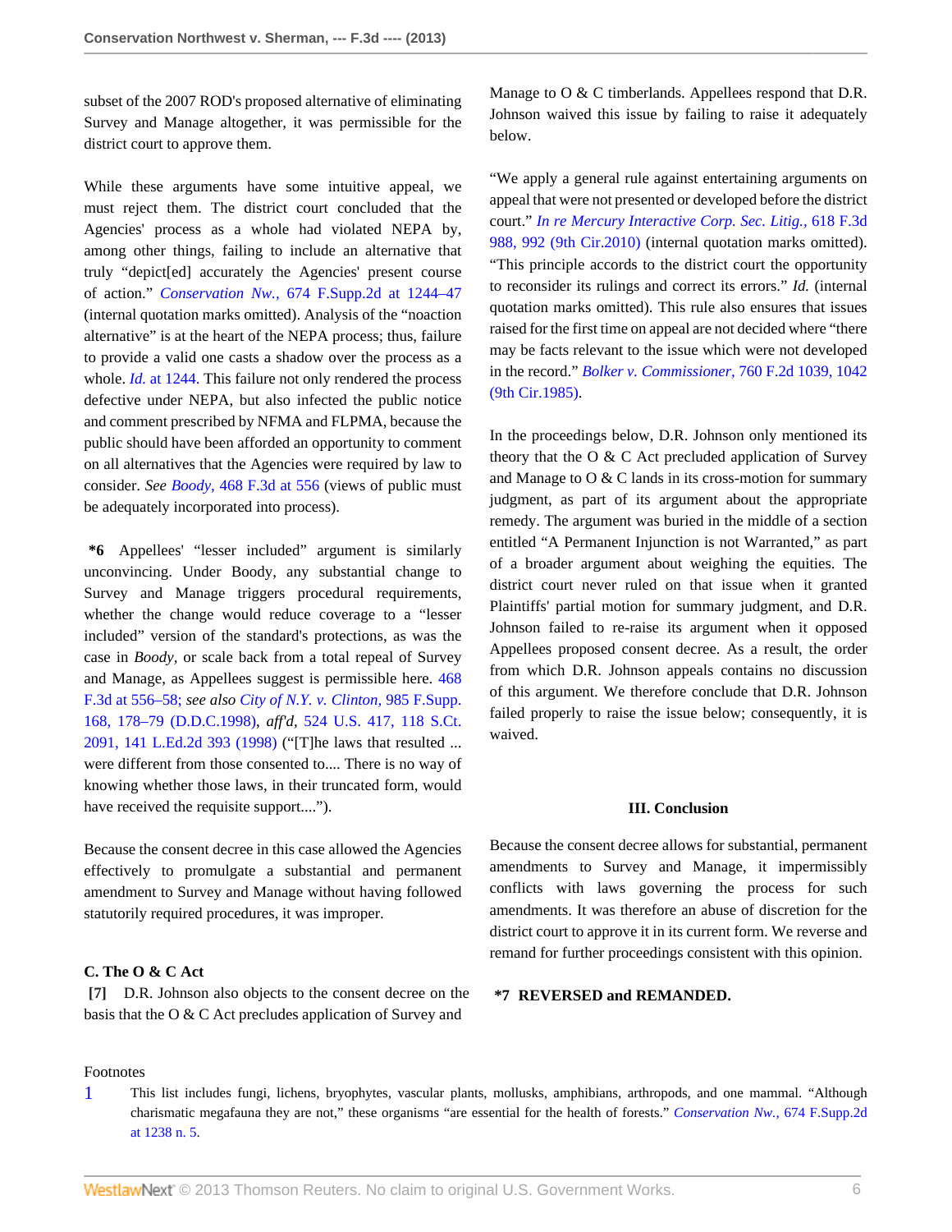subset of the 2007 ROD's proposed alternative of eliminating Survey and Manage altogether, it was permissible for the district court to approve them.

While these arguments have some intuitive appeal, we must reject them. The district court concluded that the Agencies' process as a whole had violated NEPA by, among other things, failing to include an alternative that truly "depict[ed] accurately the Agencies' present course of action." *Conservation Nw.,* 674 F.Supp.2d at 1244–47 (internal quotation marks omitted). Analysis of the "noaction alternative" is at the heart of the NEPA process; thus, failure to provide a valid one casts a shadow over the process as a whole. *Id.* at 1244. This failure not only rendered the process defective under NEPA, but also infected the public notice and comment prescribed by NFMA and FLPMA, because the public should have been afforded an opportunity to comment on all alternatives that the Agencies were required by law to consider. *See Boody,* 468 F.3d at 556 (views of public must be adequately incorporated into process).

**\*6** Appellees' "lesser included" argument is similarly unconvincing. Under Boody, any substantial change to Survey and Manage triggers procedural requirements, whether the change would reduce coverage to a "lesser included" version of the standard's protections, as was the case in *Boody,* or scale back from a total repeal of Survey and Manage, as Appellees suggest is permissible here. 468 F.3d at 556–58; *see also City of N.Y. v. Clinton,* 985 F.Supp. 168, 178–79 (D.D.C.1998), *aff'd,* 524 U.S. 417, 118 S.Ct. 2091, 141 L.Ed.2d 393 (1998) ("[T]he laws that resulted ... were different from those consented to.... There is no way of knowing whether those laws, in their truncated form, would have received the requisite support....").

Because the consent decree in this case allowed the Agencies effectively to promulgate a substantial and permanent amendment to Survey and Manage without having followed statutorily required procedures, it was improper.

**C. The O & C Act**

**[7]** D.R. Johnson also objects to the consent decree on the basis that the O & C Act precludes application of Survey and Manage to O & C timberlands. Appellees respond that D.R. Johnson waived this issue by failing to raise it adequately below.

"We apply a general rule against entertaining arguments on appeal that were not presented or developed before the district court." *In re Mercury Interactive Corp. Sec. Litig.,* 618 F.3d 988, 992 (9th Cir.2010) (internal quotation marks omitted). "This principle accords to the district court the opportunity to reconsider its rulings and correct its errors." *Id.* (internal quotation marks omitted). This rule also ensures that issues raised for the first time on appeal are not decided where "there may be facts relevant to the issue which were not developed in the record." *Bolker v. Commissioner,* 760 F.2d 1039, 1042 (9th Cir.1985).

In the proceedings below, D.R. Johnson only mentioned its theory that the O & C Act precluded application of Survey and Manage to O & C lands in its cross-motion for summary judgment, as part of its argument about the appropriate remedy. The argument was buried in the middle of a section entitled "A Permanent Injunction is not Warranted," as part of a broader argument about weighing the equities. The district court never ruled on that issue when it granted Plaintiffs' partial motion for summary judgment, and D.R. Johnson failed to re-raise its argument when it opposed Appellees proposed consent decree. As a result, the order from which D.R. Johnson appeals contains no discussion of this argument. We therefore conclude that D.R. Johnson failed properly to raise the issue below; consequently, it is waived.

## III. Conclusion

Because the consent decree allows for substantial, permanent amendments to Survey and Manage, it impermissibly conflicts with laws governing the process for such amendments. It was therefore an abuse of discretion for the district court to approve it in its current form. We reverse and remand for further proceedings consistent with this opinion.

**\*7 REVERSED and REMANDED.**

Footnotes

1 This list includes fungi, lichens, bryophytes, vascular plants, mollusks, amphibians, arthropods, and one mammal. "Although charismatic megafauna they are not," these organisms "are essential for the health of forests." *Conservation Nw.,* 674 F.Supp.2d at 1238 n. 5.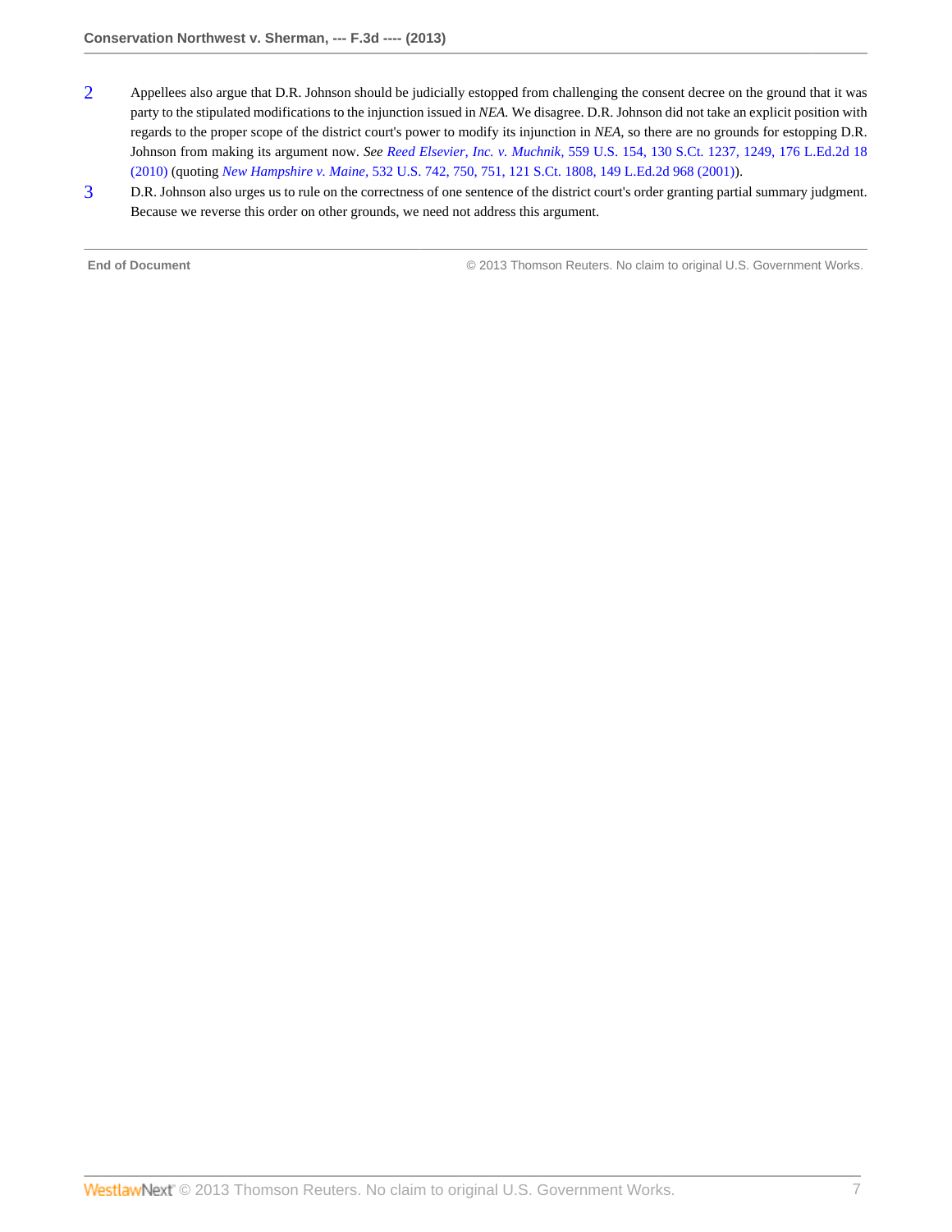2 Appellees also argue that D.R. Johnson should be judicially estopped from challenging the consent decree on the ground that it was party to the stipulated modifications to the injunction issued in *NEA.* We disagree. D.R. Johnson did not take an explicit position with regards to the proper scope of the district court's power to modify its injunction in *NEA,* so there are no grounds for estopping D.R. Johnson from making its argument now. *See Reed Elsevier, Inc. v. Muchnik,* 559 U.S. 154, 130 S.Ct. 1237, 1249, 176 L.Ed.2d 18 (2010) (quoting *New Hampshire v. Maine,* 532 U.S. 742, 750, 751, 121 S.Ct. 1808, 149 L.Ed.2d 968 (2001)).

3 D.R. Johnson also urges us to rule on the correctness of one sentence of the district court's order granting partial summary judgment. Because we reverse this order on other grounds, we need not address this argument.

**End of Document** © 2013 Thomson Reuters. No claim to original U.S. Government Works.